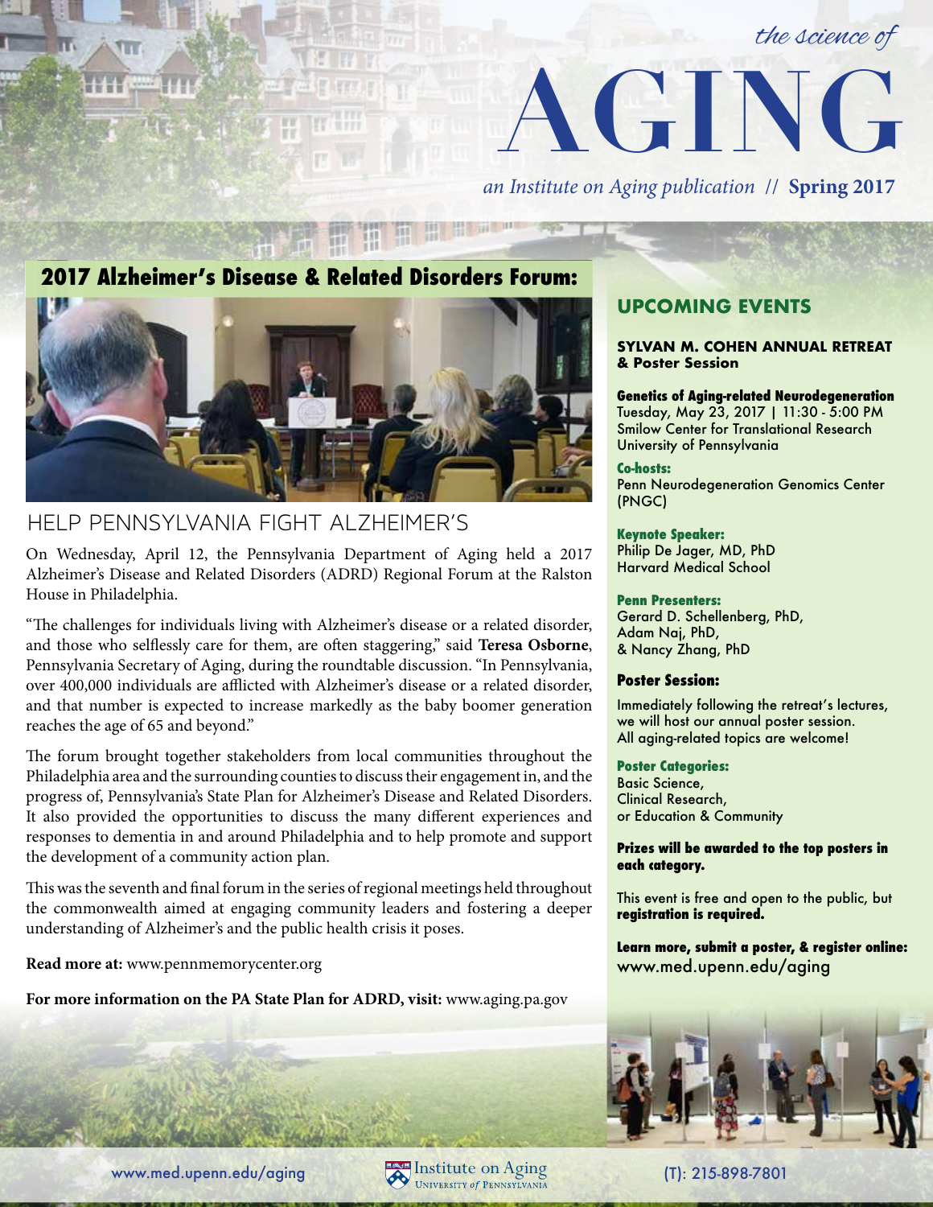*the science of*

# AGING

*an Institute on Aging publication* // **Spring 2017**

## 2017 Alzheimer's Disease & Related Disorders Forum:

### HELP PENNSYLVANIA FIGHT ALZHEIMER'S

On Wednesday, April 12, the Pennsylvania Department of Aging held a 2017 Alzheimer's Disease and Related Disorders (ADRD) Regional Forum at the Ralston House in Philadelphia.

"The challenges for individuals living with Alzheimer's disease or a related disorder, and those who selflessly care for them, are often staggering," said **Teresa Osborne**, Pennsylvania Secretary of Aging, during the roundtable discussion. "In Pennsylvania, over 400,000 individuals are afflicted with Alzheimer's disease or a related disorder, and that number is expected to increase markedly as the baby boomer generation reaches the age of 65 and beyond."

The forum brought together stakeholders from local communities throughout the Philadelphia area and the surrounding counties to discuss their engagement in, and the progress of, Pennsylvania's State Plan for Alzheimer's Disease and Related Disorders. It also provided the opportunities to discuss the many different experiences and responses to dementia in and around Philadelphia and to help promote and support the development of a community action plan.

This was the seventh and final forum in the series of regional meetings held throughout the commonwealth aimed at engaging community leaders and fostering a deeper understanding of Alzheimer's and the public health crisis it poses.

**Read more at:** www.pennmemorycenter.org

**For more information on the PA State Plan for ADRD, visit:** www.aging.pa.gov

## UPCOMING EVENTS

**SYLVAN M. COHEN ANNUAL RETREAT & Poster Session**

**Genetics of Aging-related Neurodegeneration**
Tuesday, May 23, 2017 | 11:30 - 5:00 PM
Smilow Center for Translational Research
University of Pennsylvania

**Co-hosts:**
Penn Neurodegeneration Genomics Center (PNGC)

**Keynote Speaker:**
Philip De Jager, MD, PhD
Harvard Medical School

**Penn Presenters:**
Gerard D. Schellenberg, PhD,
Adam Naj, PhD,
& Nancy Zhang, PhD

**Poster Session:**

Immediately following the retreat's lectures, we will host our annual poster session. All aging-related topics are welcome!

**Poster Categories:**
Basic Science,
Clinical Research,
or Education & Community

**Prizes will be awarded to the top posters in each category.**

This event is free and open to the public, but **registration is required.**

**Learn more, submit a poster, & register online:**
www.med.upenn.edu/aging

www.med.upenn.edu/aging

Institute on Aging, University of Pennsylvania

(T): 215-898-7801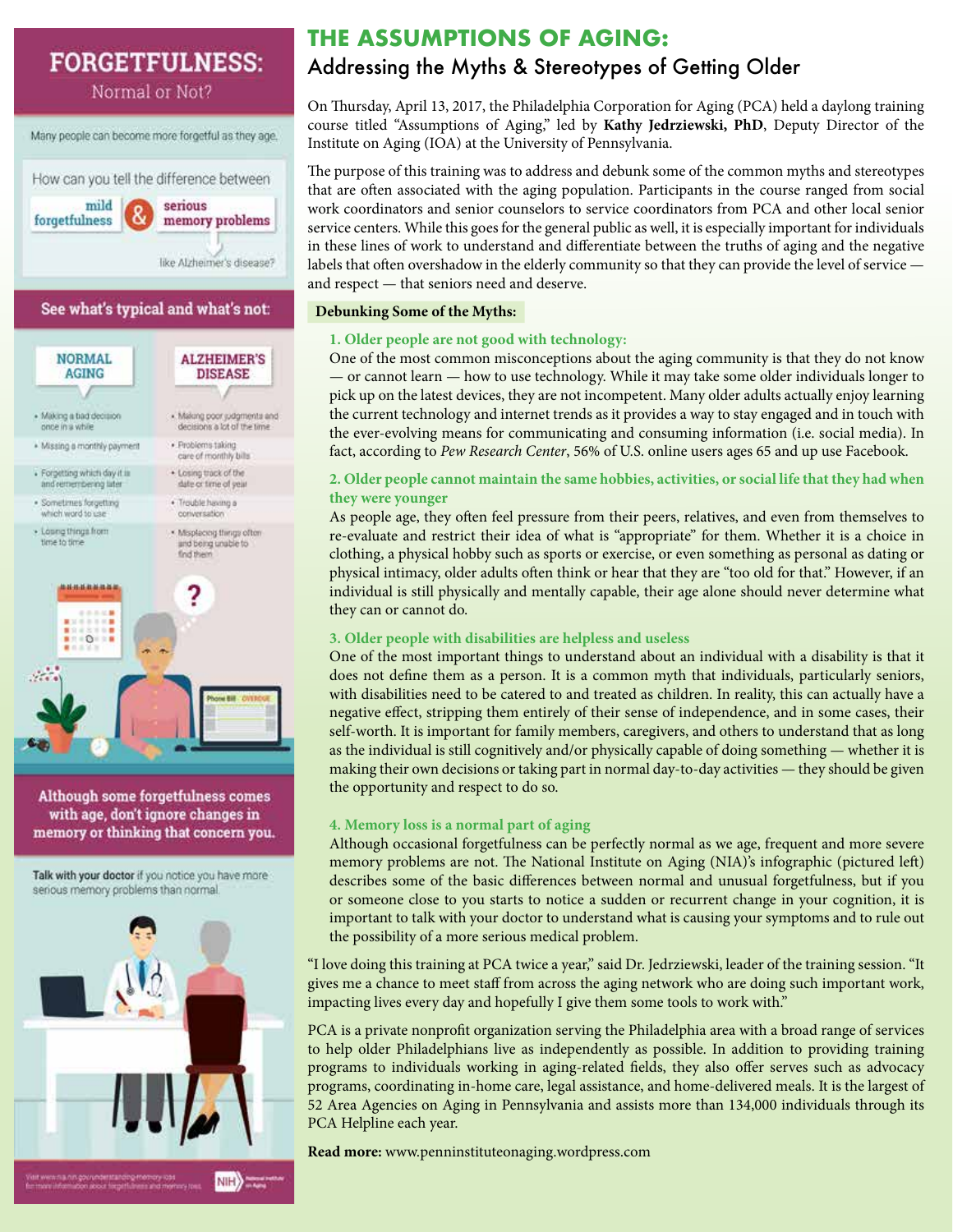# FORGETFULNESS:

Normal or Not?

Many people can become more forgetful as they age.

How can you tell the difference between **mild forgetfulness** & **serious memory problems** like Alzheimer's disease?

## See what's typical and what's not:

| NORMAL AGING | ALZHEIMER'S DISEASE |
| --- | --- |
| Making a bad decision once in a while | Making poor judgments and decisions a lot of the time |
| Missing a monthly payment | Problems taking care of monthly bills |
| Forgetting which day it is and remembering later | Losing track of the date or time of year |
| Sometimes forgetting which word to use | Trouble having a conversation |
| Losing things from time to time | Misplacing things often and being unable to find them |

**Although some forgetfulness comes with age, don't ignore changes in memory or thinking that concern you.**

**Talk with your doctor** if you notice you have more serious memory problems than normal.

Visit www.nia.nih.gov/understanding-memory-loss for more information about forgetfulness and memory loss.

# THE ASSUMPTIONS OF AGING:

## Addressing the Myths & Stereotypes of Getting Older

On Thursday, April 13, 2017, the Philadelphia Corporation for Aging (PCA) held a daylong training course titled "Assumptions of Aging," led by **Kathy Jedrzewski, PhD**, Deputy Director of the Institute on Aging (IOA) at the University of Pennsylvania.

The purpose of this training was to address and debunk some of the common myths and stereotypes that are often associated with the aging population. Participants in the course ranged from social work coordinators and senior counselors to service coordinators from PCA and other local senior service centers. While this goes for the general public as well, it is especially important for individuals in these lines of work to understand and differentiate between the truths of aging and the negative labels that often overshadow in the elderly community so that they can provide the level of service — and respect — that seniors need and deserve.

**Debunking Some of the Myths:**

**1. Older people are not good with technology:**

One of the most common misconceptions about the aging community is that they do not know — or cannot learn — how to use technology. While it may take some older individuals longer to pick up on the latest devices, they are not incompetent. Many older adults actually enjoy learning the current technology and internet trends as it provides a way to stay engaged and in touch with the ever-evolving means for communicating and consuming information (i.e. social media). In fact, according to *Pew Research Center*, 56% of U.S. online users ages 65 and up use Facebook.

**2. Older people cannot maintain the same hobbies, activities, or social life that they had when they were younger**

As people age, they often feel pressure from their peers, relatives, and even from themselves to re-evaluate and restrict their idea of what is "appropriate" for them. Whether it is a choice in clothing, a physical hobby such as sports or exercise, or even something as personal as dating or physical intimacy, older adults often think or hear that they are "too old for that." However, if an individual is still physically and mentally capable, their age alone should never determine what they can or cannot do.

**3. Older people with disabilities are helpless and useless**

One of the most important things to understand about an individual with a disability is that it does not define them as a person. It is a common myth that individuals, particularly seniors, with disabilities need to be catered to and treated as children. In reality, this can actually have a negative effect, stripping them entirely of their sense of independence, and in some cases, their self-worth. It is important for family members, caregivers, and others to understand that as long as the individual is still cognitively and/or physically capable of doing something — whether it is making their own decisions or taking part in normal day-to-day activities — they should be given the opportunity and respect to do so.

**4. Memory loss is a normal part of aging**

Although occasional forgetfulness can be perfectly normal as we age, frequent and more severe memory problems are not. The National Institute on Aging (NIA)'s infographic (pictured left) describes some of the basic differences between normal and unusual forgetfulness, but if you or someone close to you starts to notice a sudden or recurrent change in your cognition, it is important to talk with your doctor to understand what is causing your symptoms and to rule out the possibility of a more serious medical problem.

"I love doing this training at PCA twice a year," said Dr. Jedrziewski, leader of the training session. "It gives me a chance to meet staff from across the aging network who are doing such important work, impacting lives every day and hopefully I give them some tools to work with."

PCA is a private nonprofit organization serving the Philadelphia area with a broad range of services to help older Philadelphians live as independently as possible. In addition to providing training programs to individuals working in aging-related fields, they also offer serves such as advocacy programs, coordinating in-home care, legal assistance, and home-delivered meals. It is the largest of 52 Area Agencies on Aging in Pennsylvania and assists more than 134,000 individuals through its PCA Helpline each year.

**Read more:** www.penninstituteonaging.wordpress.com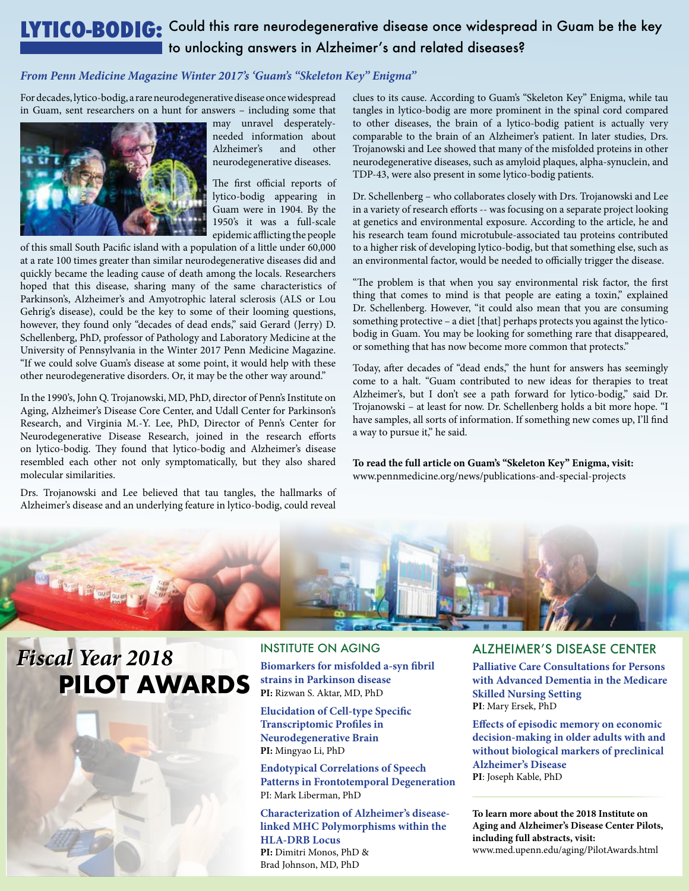# LYTICO-BODIG: Could this rare neurodegenerative disease once widespread in Guam be the key to unlocking answers in Alzheimer's and related diseases?

*From Penn Medicine Magazine Winter 2017's 'Guam's "Skeleton Key" Enigma"*

For decades, lytico-bodig, a rare neurodegenerative disease once widespread in Guam, sent researchers on a hunt for answers – including some that may unravel desperately-needed information about Alzheimer's and other neurodegenerative diseases.

The first official reports of lytico-bodig appearing in Guam were in 1904. By the 1950's it was a full-scale epidemic afflicting the people of this small South Pacific island with a population of a little under 60,000 at a rate 100 times greater than similar neurodegenerative diseases did and quickly became the leading cause of death among the locals. Researchers hoped that this disease, sharing many of the same characteristics of Parkinson's, Alzheimer's and Amyotrophic lateral sclerosis (ALS or Lou Gehrig's disease), could be the key to some of their looming questions, however, they found only "decades of dead ends," said Gerard (Jerry) D. Schellenberg, PhD, professor of Pathology and Laboratory Medicine at the University of Pennsylvania in the Winter 2017 Penn Medicine Magazine. "If we could solve Guam's disease at some point, it would help with these other neurodegenerative disorders. Or, it may be the other way around."

In the 1990's, John Q. Trojanowski, MD, PhD, director of Penn's Institute on Aging, Alzheimer's Disease Core Center, and Udall Center for Parkinson's Research, and Virginia M.-Y. Lee, PhD, Director of Penn's Center for Neurodegenerative Disease Research, joined in the research efforts on lytico-bodig. They found that lytico-bodig and Alzheimer's disease resembled each other not only symptomatically, but they also shared molecular similarities.

Drs. Trojanowski and Lee believed that tau tangles, the hallmarks of Alzheimer's disease and an underlying feature in lytico-bodig, could reveal clues to its cause. According to Guam's "Skeleton Key" Enigma, while tau tangles in lytico-bodig are more prominent in the spinal cord compared to other diseases, the brain of a lytico-bodig patient is actually very comparable to the brain of an Alzheimer's patient. In later studies, Drs. Trojanowski and Lee showed that many of the misfolded proteins in other neurodegenerative diseases, such as amyloid plaques, alpha-synuclein, and TDP-43, were also present in some lytico-bodig patients.

Dr. Schellenberg – who collaborates closely with Drs. Trojanowski and Lee in a variety of research efforts -- was focusing on a separate project looking at genetics and environmental exposure. According to the article, he and his research team found microtubule-associated tau proteins contributed to a higher risk of developing lytico-bodig, but that something else, such as an environmental factor, would be needed to officially trigger the disease.

"The problem is that when you say environmental risk factor, the first thing that comes to mind is that people are eating a toxin," explained Dr. Schellenberg. However, "it could also mean that you are consuming something protective – a diet [that] perhaps protects you against the lytico-bodig in Guam. You may be looking for something rare that disappeared, or something that has now become more common that protects."

Today, after decades of "dead ends," the hunt for answers has seemingly come to a halt. "Guam contributed to new ideas for therapies to treat Alzheimer's, but I don't see a path forward for lytico-bodig," said Dr. Trojanowski – at least for now. Dr. Schellenberg holds a bit more hope. "I have samples, all sorts of information. If something new comes up, I'll find a way to pursue it," he said.

**To read the full article on Guam's "Skeleton Key" Enigma, visit:**
www.pennmedicine.org/news/publications-and-special-projects

# *Fiscal Year 2018* PILOT AWARDS

## INSTITUTE ON AGING

**Biomarkers for misfolded a-syn fibril strains in Parkinson disease**
**PI:** Rizwan S. Aktar, MD, PhD

**Elucidation of Cell-type Specific Transcriptomic Profiles in Neurodegenerative Brain**
**PI:** Mingyao Li, PhD

**Endotypical Correlations of Speech Patterns in Frontotemporal Degeneration**
PI: Mark Liberman, PhD

**Characterization of Alzheimer's disease-linked MHC Polymorphisms within the HLA-DRB Locus**
**PI:** Dimitri Monos, PhD & Brad Johnson, MD, PhD

## ALZHEIMER'S DISEASE CENTER

**Palliative Care Consultations for Persons with Advanced Dementia in the Medicare Skilled Nursing Setting**
**PI**: Mary Ersek, PhD

**Effects of episodic memory on economic decision-making in older adults with and without biological markers of preclinical Alzheimer's Disease**
**PI**: Joseph Kable, PhD

**To learn more about the 2018 Institute on Aging and Alzheimer's Disease Center Pilots, including full abstracts, visit:**
www.med.upenn.edu/aging/PilotAwards.html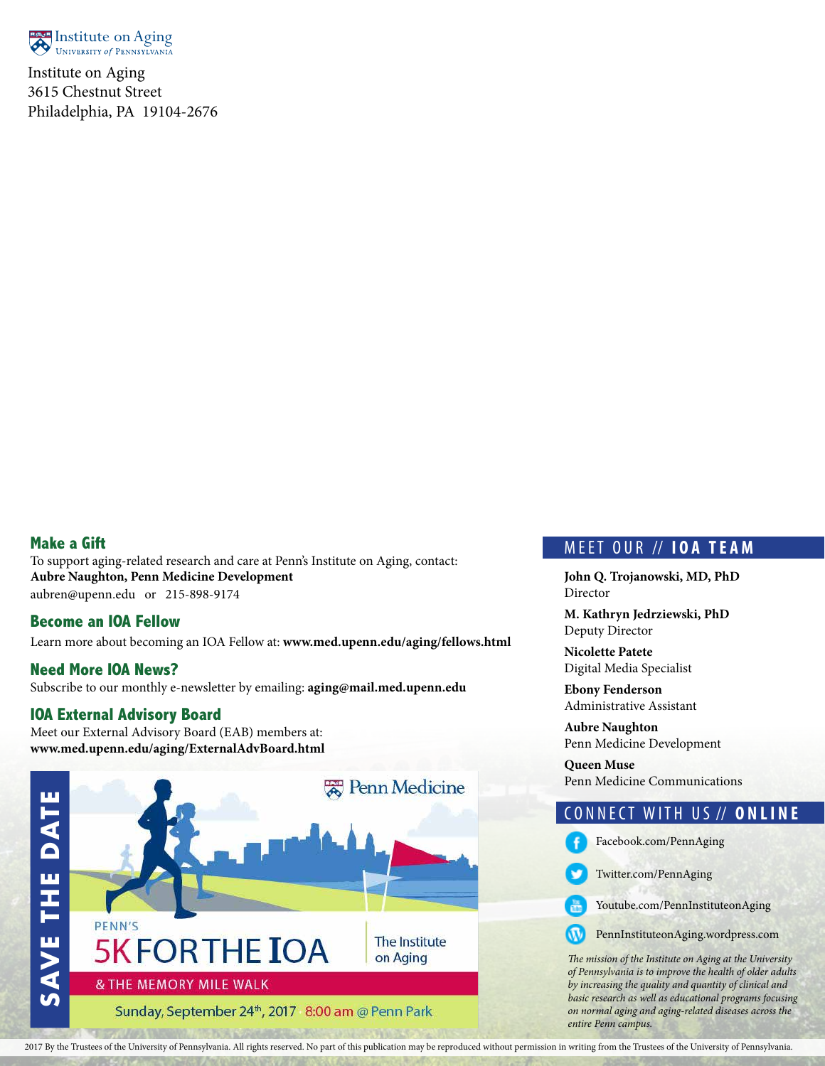Institute on Aging
University of Pennsylvania

Institute on Aging
3615 Chestnut Street
Philadelphia, PA 19104-2676

## Make a Gift

To support aging-related research and care at Penn's Institute on Aging, contact:
**Aubre Naughton, Penn Medicine Development**
aubren@upenn.edu or 215-898-9174

## Become an IOA Fellow

Learn more about becoming an IOA Fellow at: **www.med.upenn.edu/aging/fellows.html**

## Need More IOA News?

Subscribe to our monthly e-newsletter by emailing: **aging@mail.med.upenn.edu**

## IOA External Advisory Board

Meet our External Advisory Board (EAB) members at:
**www.med.upenn.edu/aging/ExternalAdvBoard.html**

**SAVE THE DATE**

Penn Medicine

PENN'S
5K FOR THE IOA
The Institute on Aging
& THE MEMORY MILE WALK
Sunday, September 24th, 2017 · 8:00 am @ Penn Park

## MEET OUR // IOA TEAM

**John Q. Trojanowski, MD, PhD**
Director

**M. Kathryn Jedrziewski, PhD**
Deputy Director

**Nicolette Patete**
Digital Media Specialist

**Ebony Fenderson**
Administrative Assistant

**Aubre Naughton**
Penn Medicine Development

**Queen Muse**
Penn Medicine Communications

## CONNECT WITH US // ONLINE

Facebook.com/PennAging

Twitter.com/PennAging

Youtube.com/PennInstituteonAging

PennInstituteonAging.wordpress.com

*The mission of the Institute on Aging at the University of Pennsylvania is to improve the health of older adults by increasing the quality and quantity of clinical and basic research as well as educational programs focusing on normal aging and aging-related diseases across the entire Penn campus.*

2017 By the Trustees of the University of Pennsylvania. All rights reserved. No part of this publication may be reproduced without permission in writing from the Trustees of the University of Pennsylvania.